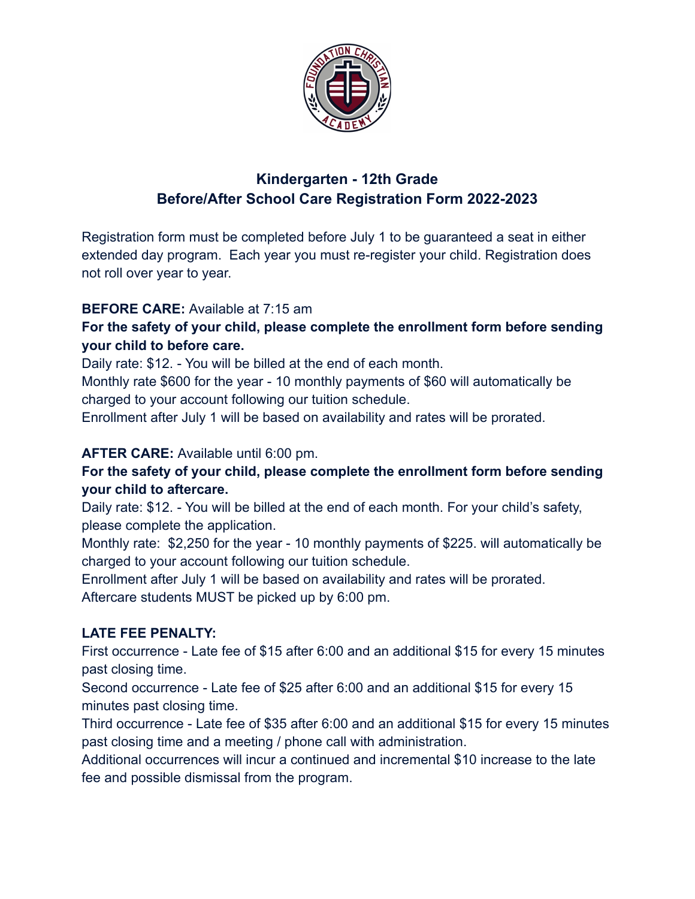## Kindergarten - 12th Grade
## Before/After School Care Registration Form 2022-2023

Registration form must be completed before July 1 to be guaranteed a seat in either extended day program. Each year you must re-register your child. Registration does not roll over year to year.

**BEFORE CARE:** Available at 7:15 am

**For the safety of your child, please complete the enrollment form before sending your child to before care.**

Daily rate: $12. - You will be billed at the end of each month.

Monthly rate $600 for the year - 10 monthly payments of $60 will automatically be charged to your account following our tuition schedule.

Enrollment after July 1 will be based on availability and rates will be prorated.

**AFTER CARE:** Available until 6:00 pm.

**For the safety of your child, please complete the enrollment form before sending your child to aftercare.**

Daily rate: $12. - You will be billed at the end of each month. For your child's safety, please complete the application.

Monthly rate: $2,250 for the year - 10 monthly payments of $225. will automatically be charged to your account following our tuition schedule.

Enrollment after July 1 will be based on availability and rates will be prorated.

Aftercare students MUST be picked up by 6:00 pm.

**LATE FEE PENALTY:**

First occurrence - Late fee of $15 after 6:00 and an additional $15 for every 15 minutes past closing time.

Second occurrence - Late fee of $25 after 6:00 and an additional $15 for every 15 minutes past closing time.

Third occurrence - Late fee of $35 after 6:00 and an additional $15 for every 15 minutes past closing time and a meeting / phone call with administration.

Additional occurrences will incur a continued and incremental $10 increase to the late fee and possible dismissal from the program.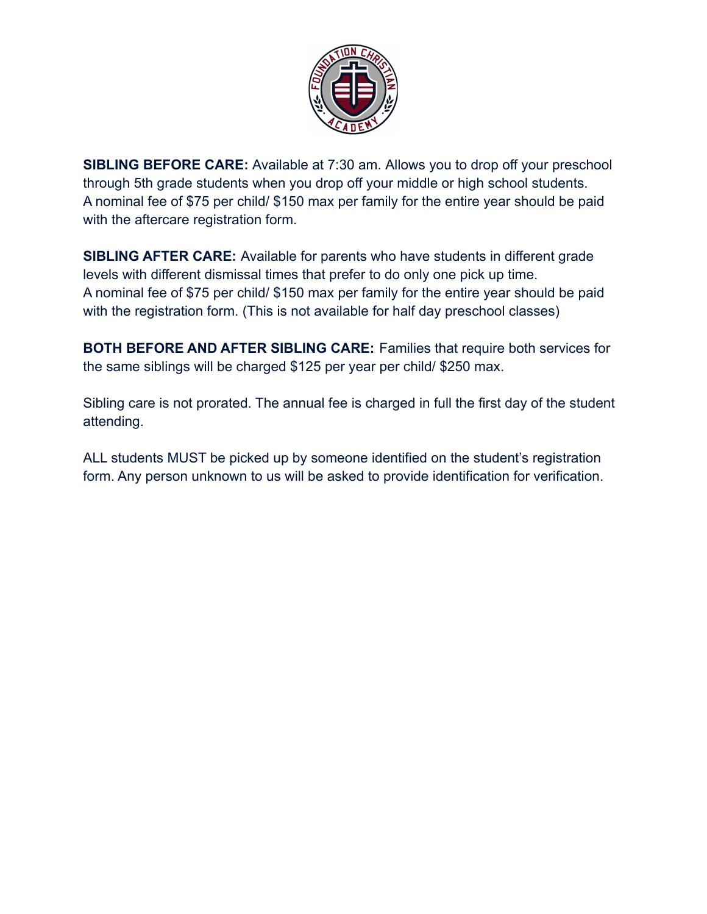**SIBLING BEFORE CARE:** Available at 7:30 am. Allows you to drop off your preschool through 5th grade students when you drop off your middle or high school students. A nominal fee of $75 per child/ $150 max per family for the entire year should be paid with the aftercare registration form.

**SIBLING AFTER CARE:** Available for parents who have students in different grade levels with different dismissal times that prefer to do only one pick up time. A nominal fee of $75 per child/ $150 max per family for the entire year should be paid with the registration form. (This is not available for half day preschool classes)

**BOTH BEFORE AND AFTER SIBLING CARE:** Families that require both services for the same siblings will be charged $125 per year per child/ $250 max.

Sibling care is not prorated. The annual fee is charged in full the first day of the student attending.

ALL students MUST be picked up by someone identified on the student's registration form. Any person unknown to us will be asked to provide identification for verification.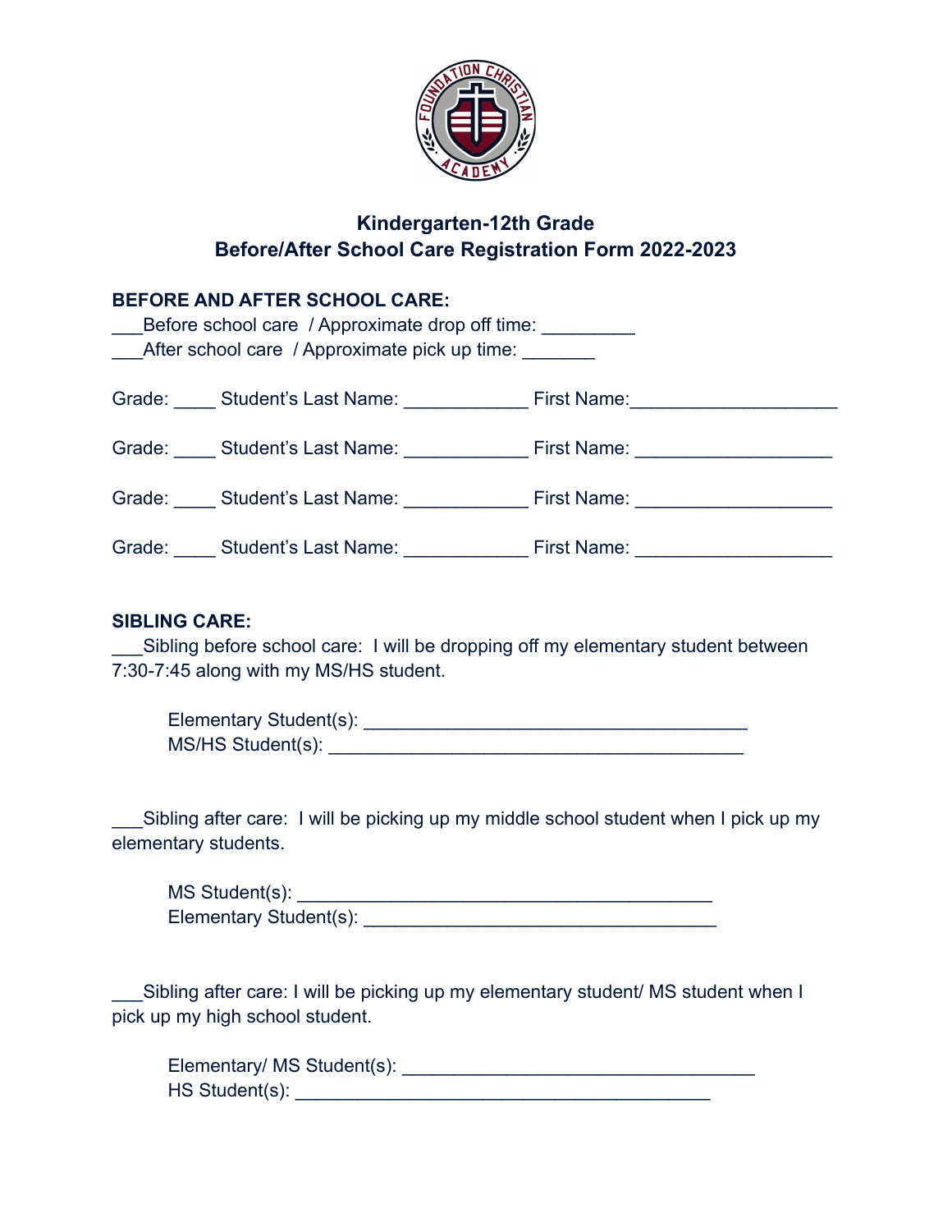## Kindergarten-12th Grade
## Before/After School Care Registration Form 2022-2023

**BEFORE AND AFTER SCHOOL CARE:**

___Before school care / Approximate drop off time: _________

___After school care / Approximate pick up time: _______

Grade: ____ Student's Last Name: ____________ First Name:___________________

Grade: ____ Student's Last Name: ____________ First Name: __________________

Grade: ____ Student's Last Name: ____________ First Name: __________________

Grade: ____ Student's Last Name: ____________ First Name: __________________

**SIBLING CARE:**

___Sibling before school care: I will be dropping off my elementary student between 7:30-7:45 along with my MS/HS student.

Elementary Student(s): _____________________________________

MS/HS Student(s): ________________________________________

___Sibling after care: I will be picking up my middle school student when I pick up my elementary students.

MS Student(s): ________________________________________

Elementary Student(s): __________________________________

___Sibling after care: I will be picking up my elementary student/ MS student when I pick up my high school student.

Elementary/ MS Student(s): __________________________________

HS Student(s): ________________________________________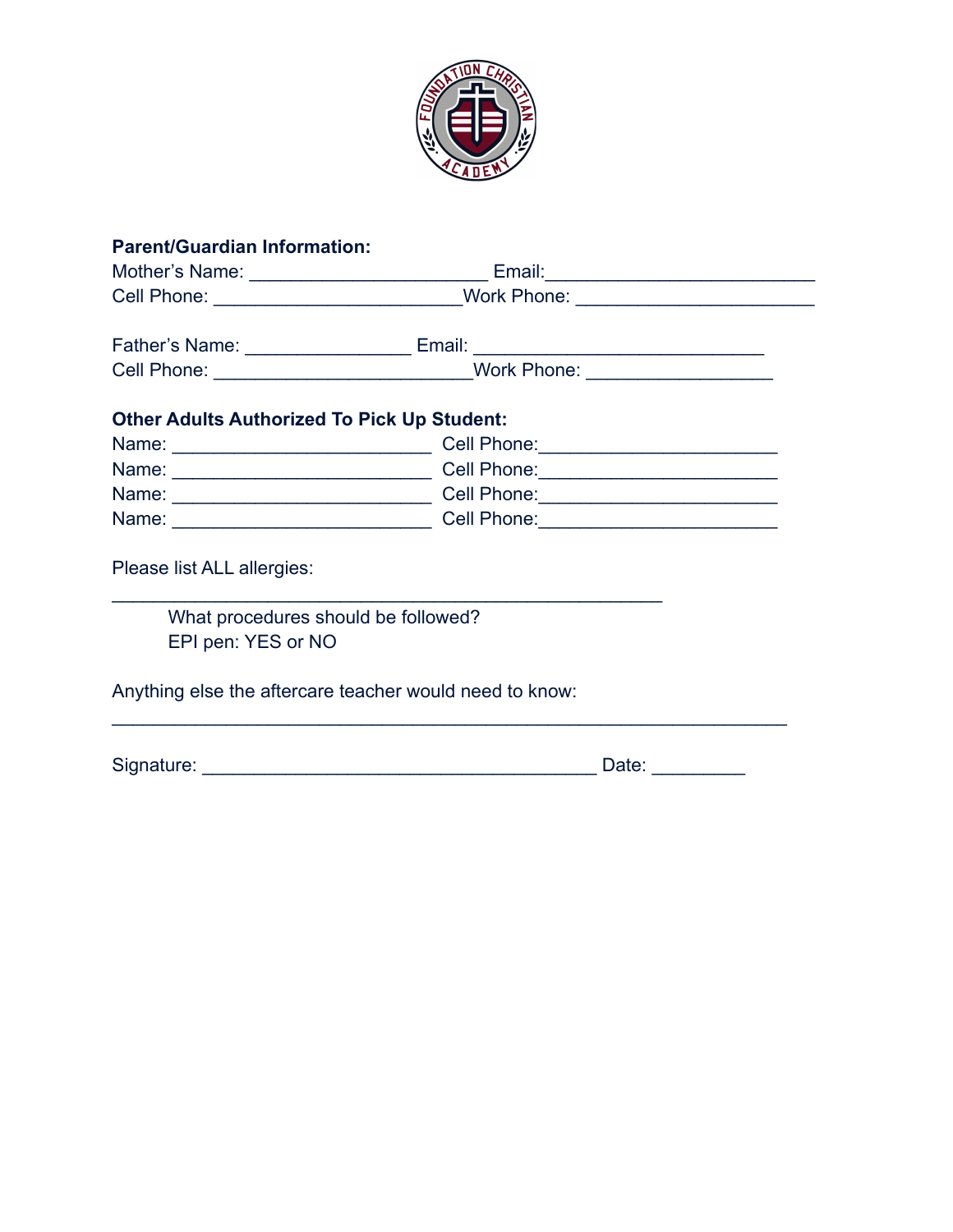**Parent/Guardian Information:**

Mother's Name: _______________________ Email:_________________________

Cell Phone: ________________________Work Phone: _______________________

Father's Name: ________________ Email: ____________________________

Cell Phone: _________________________Work Phone: __________________

**Other Adults Authorized To Pick Up Student:**

Name: _________________________ Cell Phone:_______________________

Name: _________________________ Cell Phone:_______________________

Name: _________________________ Cell Phone:_______________________

Name: _________________________ Cell Phone:_______________________

Please list ALL allergies:

_____________________________________________________

What procedures should be followed?

EPI pen: YES or NO

Anything else the aftercare teacher would need to know:

_________________________________________________________________

Signature: ______________________________________ Date: _________